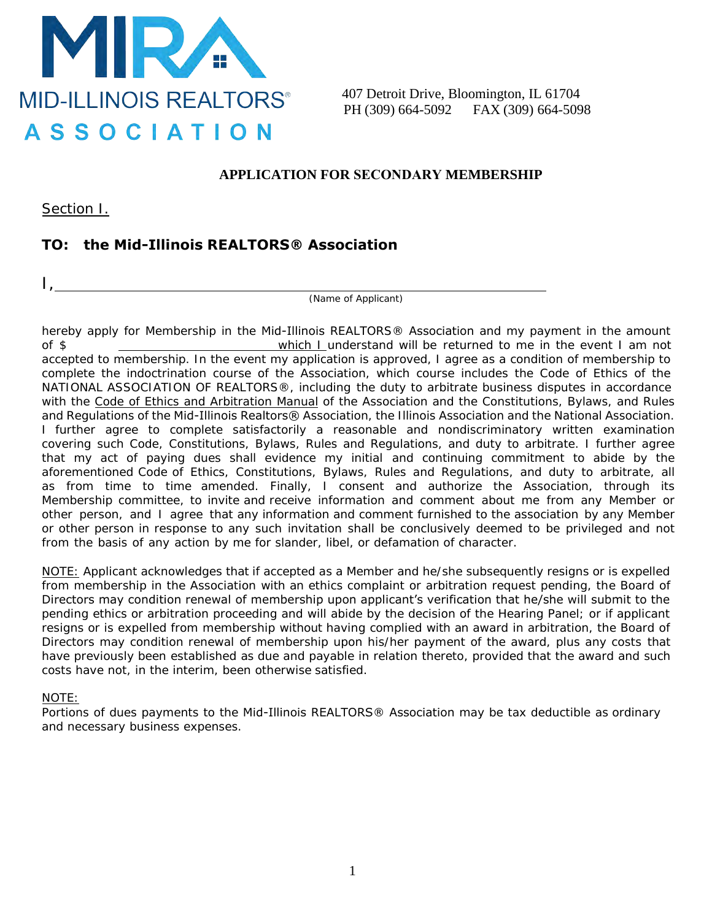MIRA

MID-ILLINOIS REALTORS®
ASSOCIATION

407 Detroit Drive, Bloomington, IL 61704
PH (309) 664-5092     FAX (309) 664-5098

## APPLICATION FOR SECONDARY MEMBERSHIP

Section I.

### TO: the Mid-Illinois REALTORS® Association

I, ____________________________________________
(Name of Applicant)

hereby apply for Membership in the Mid-Illinois REALTORS® Association and my payment in the amount of $ ______________________ which I understand will be returned to me in the event I am not accepted to membership. In the event my application is approved, I agree as a condition of membership to complete the indoctrination course of the Association, which course includes the Code of Ethics of the NATIONAL ASSOCIATION OF REALTORS®, including the duty to arbitrate business disputes in accordance with the Code of Ethics and Arbitration Manual of the Association and the Constitutions, Bylaws, and Rules and Regulations of the Mid-Illinois Realtors® Association, the Illinois Association and the National Association. I further agree to complete satisfactorily a reasonable and nondiscriminatory written examination covering such Code, Constitutions, Bylaws, Rules and Regulations, and duty to arbitrate. I further agree that my act of paying dues shall evidence my initial and continuing commitment to abide by the aforementioned Code of Ethics, Constitutions, Bylaws, Rules and Regulations, and duty to arbitrate, all as from time to time amended. Finally, I consent and authorize the Association, through its Membership committee, to invite and receive information and comment about me from any Member or other person, and I agree that any information and comment furnished to the association by any Member or other person in response to any such invitation shall be conclusively deemed to be privileged and not from the basis of any action by me for slander, libel, or defamation of character.

NOTE: Applicant acknowledges that if accepted as a Member and he/she subsequently resigns or is expelled from membership in the Association with an ethics complaint or arbitration request pending, the Board of Directors may condition renewal of membership upon applicant's verification that he/she will submit to the pending ethics or arbitration proceeding and will abide by the decision of the Hearing Panel; or if applicant resigns or is expelled from membership without having complied with an award in arbitration, the Board of Directors may condition renewal of membership upon his/her payment of the award, plus any costs that have previously been established as due and payable in relation thereto, provided that the award and such costs have not, in the interim, been otherwise satisfied.

NOTE:
Portions of dues payments to the Mid-Illinois REALTORS® Association may be tax deductible as ordinary and necessary business expenses.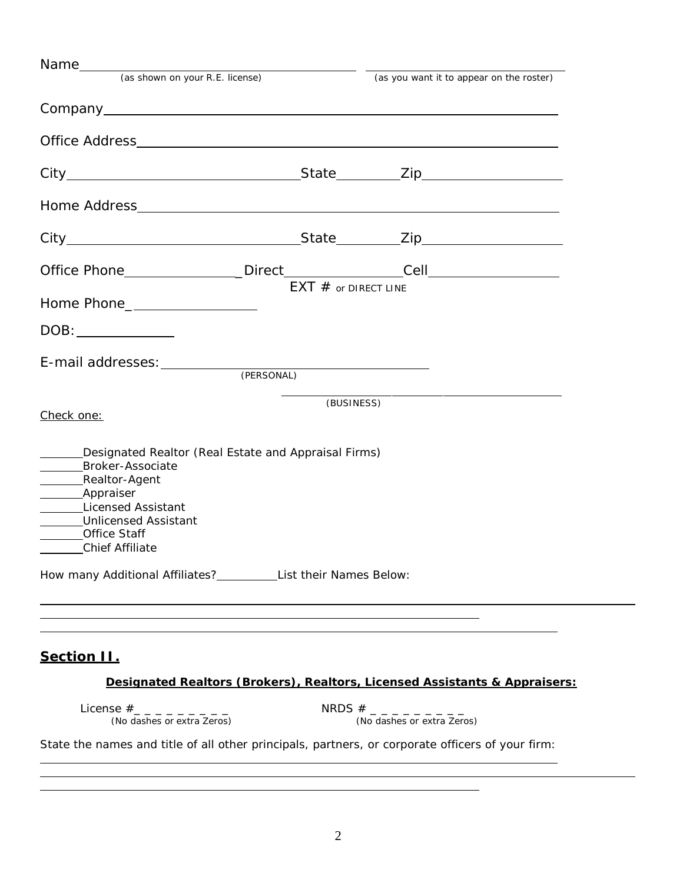Name \_\_\_\_\_\_\_\_\_\_\_\_\_\_\_\_\_\_\_\_\_\_\_\_\_\_\_\_\_\_\_\_\_\_\_\_\_\_\_\_ \_\_\_\_\_\_\_\_\_\_\_\_\_\_\_\_\_\_\_\_\_\_\_\_\_\_\_\_\_\_\_\_\_\_\_\_

(as shown on your R.E. license) (as you want it to appear on the roster)

Company\_\_\_\_\_\_\_\_\_\_\_\_\_\_\_\_\_\_\_\_\_\_\_\_\_\_\_\_\_\_\_\_\_\_\_\_\_\_\_\_\_\_\_\_\_\_\_\_\_\_\_\_\_\_\_\_\_\_\_\_\_\_\_\_

Office Address\_\_\_\_\_\_\_\_\_\_\_\_\_\_\_\_\_\_\_\_\_\_\_\_\_\_\_\_\_\_\_\_\_\_\_\_\_\_\_\_\_\_\_\_\_\_\_\_\_\_\_\_\_\_\_\_\_\_\_

City\_\_\_\_\_\_\_\_\_\_\_\_\_\_\_\_\_\_\_\_\_\_\_\_\_\_\_\_\_\_\_\_\_\_\_\_State\_\_\_\_\_\_\_\_\_\_Zip\_\_\_\_\_\_\_\_\_\_\_\_\_\_\_\_\_\_\_\_\_

Home Address\_\_\_\_\_\_\_\_\_\_\_\_\_\_\_\_\_\_\_\_\_\_\_\_\_\_\_\_\_\_\_\_\_\_\_\_\_\_\_\_\_\_\_\_\_\_\_\_\_\_\_\_\_\_\_\_\_\_\_\_

City\_\_\_\_\_\_\_\_\_\_\_\_\_\_\_\_\_\_\_\_\_\_\_\_\_\_\_\_\_\_\_\_\_\_\_\_State\_\_\_\_\_\_\_\_\_\_Zip\_\_\_\_\_\_\_\_\_\_\_\_\_\_\_\_\_\_\_\_\_

Office Phone\_\_\_\_\_\_\_\_\_\_\_\_\_\_\_\_\_Direct\_\_\_\_\_\_\_\_\_\_\_\_\_\_\_\_\_\_Cell\_\_\_\_\_\_\_\_\_\_\_\_\_\_\_\_\_\_\_\_

EXT # or DIRECT LINE

Home Phone\_\_\_\_\_\_\_\_\_\_\_\_\_\_\_\_\_\_\_\_

DOB: \_\_\_\_\_\_\_\_\_\_\_\_\_\_

E-mail addresses: \_\_\_\_\_\_\_\_\_\_\_\_\_\_\_\_\_\_\_\_\_\_\_\_\_\_\_\_\_\_\_\_\_\_\_\_\_\_\_\_\_\_\_\_\_\_

(PERSONAL)

\_\_\_\_\_\_\_\_\_\_\_\_\_\_\_\_\_\_\_\_\_\_\_\_\_\_\_\_\_\_\_\_\_\_\_\_\_\_\_\_\_\_\_\_\_\_\_\_\_\_\_\_\_\_

(BUSINESS)

Check one:

\_\_\_\_\_\_\_Designated Realtor (Real Estate and Appraisal Firms)
\_\_\_\_\_\_\_Broker-Associate
\_\_\_\_\_\_\_Realtor-Agent
\_\_\_\_\_\_\_Appraiser
\_\_\_\_\_\_\_Licensed Assistant
\_\_\_\_\_\_\_Unlicensed Assistant
\_\_\_\_\_\_\_Office Staff
\_\_\_\_\_\_\_Chief Affiliate

How many Additional Affiliates?\_\_\_\_\_\_\_\_\_\_List their Names Below:

\_\_\_\_\_\_\_\_\_\_\_\_\_\_\_\_\_\_\_\_\_\_\_\_\_\_\_\_\_\_\_\_\_\_\_\_\_\_\_\_\_\_\_\_\_\_\_\_\_\_\_\_\_\_\_\_\_\_\_\_\_\_\_\_\_\_\_\_\_\_\_\_\_\_\_\_\_\_

\_\_\_\_\_\_\_\_\_\_\_\_\_\_\_\_\_\_\_\_\_\_\_\_\_\_\_\_\_\_\_\_\_\_\_\_\_\_\_\_\_\_\_\_\_\_\_\_\_\_\_\_\_\_\_\_\_\_\_\_\_\_

\_\_\_\_\_\_\_\_\_\_\_\_\_\_\_\_\_\_\_\_\_\_\_\_\_\_\_\_\_\_\_\_\_\_\_\_\_\_\_\_\_\_\_\_\_\_\_\_\_\_\_\_\_\_\_\_\_\_\_\_\_\_\_\_\_\_\_\_\_\_\_\_

## Section II.

**Designated Realtors (Brokers), Realtors, Licensed Assistants & Appraisers:**

License #\_ \_ \_ \_ \_ \_ \_ \_ \_ (No dashes or extra Zeros)

NRDS # \_ \_ \_ \_ \_ \_ \_ \_ \_ (No dashes or extra Zeros)

State the names and title of all other principals, partners, or corporate officers of your firm:

\_\_\_\_\_\_\_\_\_\_\_\_\_\_\_\_\_\_\_\_\_\_\_\_\_\_\_\_\_\_\_\_\_\_\_\_\_\_\_\_\_\_\_\_\_\_\_\_\_\_\_\_\_\_\_\_\_\_\_\_\_\_\_\_\_\_\_\_\_\_\_\_

\_\_\_\_\_\_\_\_\_\_\_\_\_\_\_\_\_\_\_\_\_\_\_\_\_\_\_\_\_\_\_\_\_\_\_\_\_\_\_\_\_\_\_\_\_\_\_\_\_\_\_\_\_\_\_\_\_\_\_\_\_\_\_\_\_\_\_\_\_\_\_\_\_\_\_\_\_\_

\_\_\_\_\_\_\_\_\_\_\_\_\_\_\_\_\_\_\_\_\_\_\_\_\_\_\_\_\_\_\_\_\_\_\_\_\_\_\_\_\_\_\_\_\_\_\_\_\_\_\_\_\_\_\_\_\_\_\_\_\_\_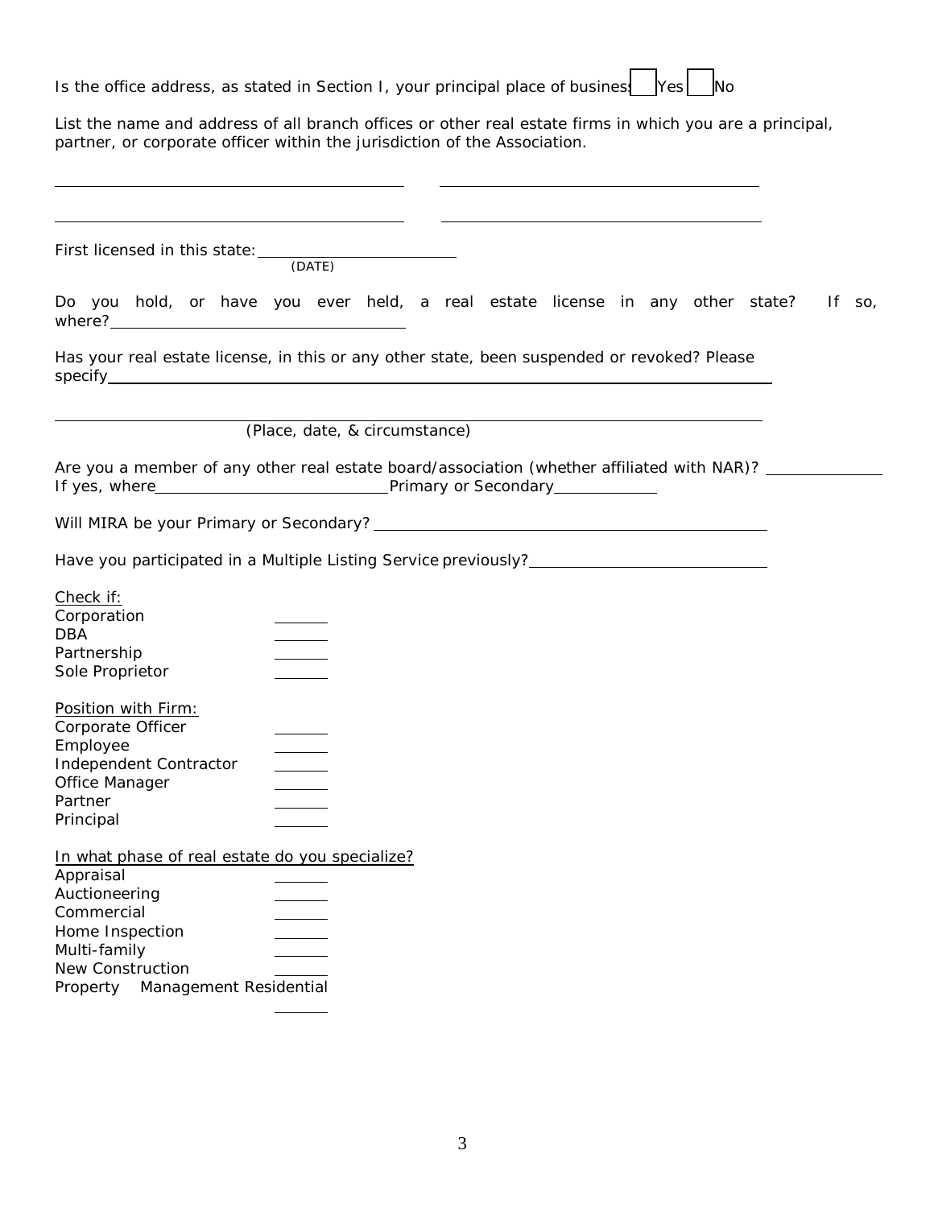Is the office address, as stated in Section I, your principal place of business? ☐ Yes ☐ No

List the name and address of all branch offices or other real estate firms in which you are a principal, partner, or corporate officer within the jurisdiction of the Association.

______________________________ ______________________________

______________________________ ______________________________

First licensed in this state: ____________________
(DATE)

Do you hold, or have you ever held, a real estate license in any other state? If so, where? ____________________

Has your real estate license, in this or any other state, been suspended or revoked? Please specify ______________________________

______________________________
(Place, date, & circumstance)

Are you a member of any other real estate board/association (whether affiliated with NAR)? __________
If yes, where ____________________ Primary or Secondary __________

Will MIRA be your Primary or Secondary? ______________________________

Have you participated in a Multiple Listing Service previously? ______________________________

Check if:
- Corporation ______
- DBA ______
- Partnership ______
- Sole Proprietor ______

Position with Firm:
- Corporate Officer ______
- Employee ______
- Independent Contractor ______
- Office Manager ______
- Partner ______
- Principal ______

In what phase of real estate do you specialize?
- Appraisal ______
- Auctioneering ______
- Commercial ______
- Home Inspection ______
- Multi-family ______
- New Construction ______
- Property Management Residential ______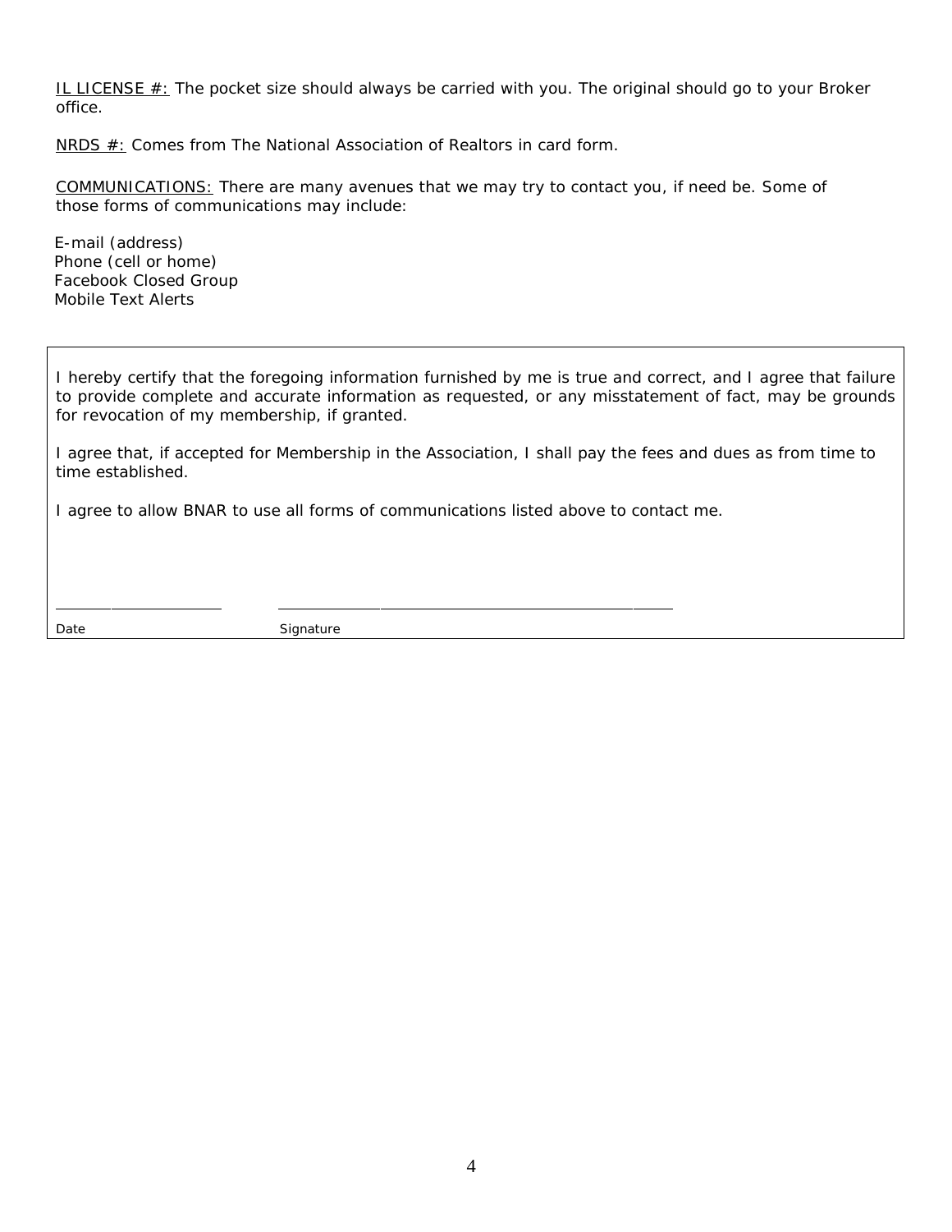<u>IL LICENSE #:</u> The pocket size should always be carried with you. The original should go to your Broker office.

<u>NRDS #:</u> Comes from The National Association of Realtors in card form.

<u>COMMUNICATIONS:</u> There are many avenues that we may try to contact you, if need be. Some of those forms of communications may include:

E-mail (address)
Phone (cell or home)
Facebook Closed Group
Mobile Text Alerts

I hereby certify that the foregoing information furnished by me is true and correct, and I agree that failure to provide complete and accurate information as requested, or any misstatement of fact, may be grounds for revocation of my membership, if granted.

I agree that, if accepted for Membership in the Association, I shall pay the fees and dues as from time to time established.

I agree to allow BNAR to use all forms of communications listed above to contact me.

_____________________ _____________________________________________

Date Signature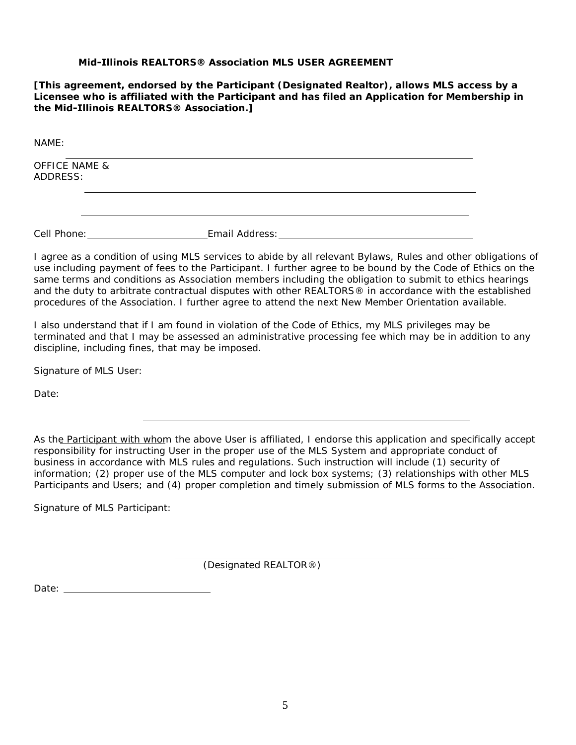**Mid-Illinois REALTORS® Association MLS USER AGREEMENT**

**[This agreement, endorsed by the Participant (Designated Realtor), allows MLS access by a Licensee who is affiliated with the Participant and has filed an Application for Membership in the Mid-Illinois REALTORS® Association.]**

NAME: ______________________________________________

OFFICE NAME & ADDRESS: ______________________________________________

______________________________________________

Cell Phone: ____________________ Email Address: ______________________________

I agree as a condition of using MLS services to abide by all relevant Bylaws, Rules and other obligations of use including payment of fees to the Participant. I further agree to be bound by the Code of Ethics on the same terms and conditions as Association members including the obligation to submit to ethics hearings and the duty to arbitrate contractual disputes with other REALTORS® in accordance with the established procedures of the Association. I further agree to attend the next New Member Orientation available.

I also understand that if I am found in violation of the Code of Ethics, my MLS privileges may be terminated and that I may be assessed an administrative processing fee which may be in addition to any discipline, including fines, that may be imposed.

Signature of MLS User:

Date:

______________________________________________

As the Participant with whom the above User is affiliated, I endorse this application and specifically accept responsibility for instructing User in the proper use of the MLS System and appropriate conduct of business in accordance with MLS rules and regulations. Such instruction will include (1) security of information; (2) proper use of the MLS computer and lock box systems; (3) relationships with other MLS Participants and Users; and (4) proper completion and timely submission of MLS forms to the Association.

Signature of MLS Participant:

______________________________________________
(Designated REALTOR®)

Date: ________________________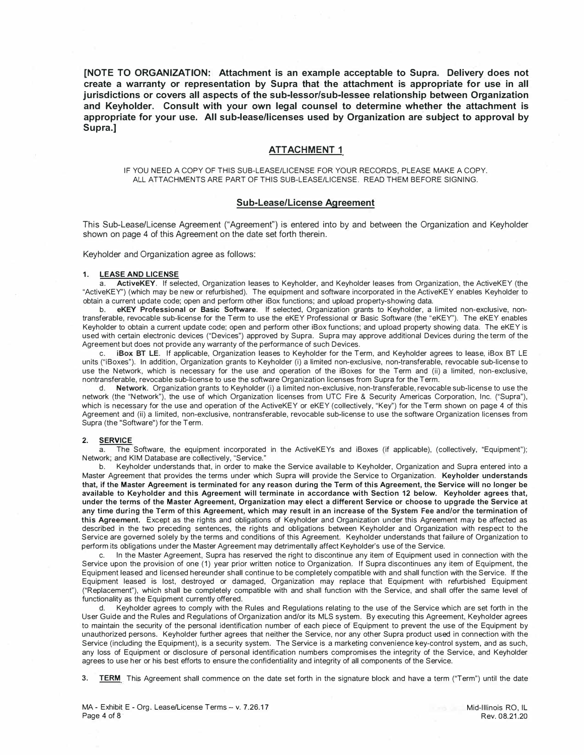**[NOTE TO ORGANIZATION: Attachment is an example acceptable to Supra. Delivery does not create a warranty or representation by Supra that the attachment is appropriate for use in all jurisdictions or covers all aspects of the sub-lessor/sub-lessee relationship between Organization and Keyholder. Consult with your own legal counsel to determine whether the attachment is appropriate for your use. All sub-lease/licenses used by Organization are subject to approval by Supra.]**

## ATTACHMENT 1

IF YOU NEED A COPY OF THIS SUB-LEASE/LICENSE FOR YOUR RECORDS, PLEASE MAKE A COPY.
ALL ATTACHMENTS ARE PART OF THIS SUB-LEASE/LICENSE. READ THEM BEFORE SIGNING.

## Sub-Lease/License Agreement

This Sub-Lease/License Agreement ("Agreement") is entered into by and between the Organization and Keyholder shown on page 4 of this Agreement on the date set forth therein.

Keyholder and Organization agree as follows:

**1. LEASE AND LICENSE**

a. **ActiveKEY**. If selected, Organization leases to Keyholder, and Keyholder leases from Organization, the ActiveKEY (the "ActiveKEY") (which may be new or refurbished). The equipment and software incorporated in the ActiveKEY enables Keyholder to obtain a current update code; open and perform other iBox functions; and upload property-showing data.

b. **eKEY Professional or Basic Software**. If selected, Organization grants to Keyholder, a limited non-exclusive, non-transferable, revocable sub-license for the Term to use the eKEY Professional or Basic Software (the "eKEY"). The eKEY enables Keyholder to obtain a current update code; open and perform other iBox functions; and upload property showing data. The eKEY is used with certain electronic devices ("Devices") approved by Supra. Supra may approve additional Devices during the term of the Agreement but does not provide any warranty of the performance of such Devices.

c. **iBox BT LE**. If applicable, Organization leases to Keyholder for the Term, and Keyholder agrees to lease, iBox BT LE units ("iBoxes"). In addition, Organization grants to Keyholder (i) a limited non-exclusive, non-transferable, revocable sub-license to use the Network, which is necessary for the use and operation of the iBoxes for the Term and (ii) a limited, non-exclusive, nontransferable, revocable sub-license to use the software Organization licenses from Supra for the Term.

d. **Network**. Organization grants to Keyholder (i) a limited non-exclusive, non-transferable, revocable sub-license to use the network (the "Network"), the use of which Organization licenses from UTC Fire & Security Americas Corporation, Inc. ("Supra"), which is necessary for the use and operation of the ActiveKEY or eKEY (collectively, "Key") for the Term shown on page 4 of this Agreement and (ii) a limited, non-exclusive, nontransferable, revocable sub-license to use the software Organization licenses from Supra (the "Software") for the Term.

**2. SERVICE**

a. The Software, the equipment incorporated in the ActiveKEYs and iBoxes (if applicable), (collectively, "Equipment"); Network; and KIM Database are collectively, "Service."

b. Keyholder understands that, in order to make the Service available to Keyholder, Organization and Supra entered into a Master Agreement that provides the terms under which Supra will provide the Service to Organization. **Keyholder understands that, if the Master Agreement is terminated for any reason during the Term of this Agreement, the Service will no longer be available to Keyholder and this Agreement will terminate in accordance with Section 12 below. Keyholder agrees that, under the terms of the Master Agreement, Organization may elect a different Service or choose to upgrade the Service at any time during the Term of this Agreement, which may result in an increase of the System Fee and/or the termination of this Agreement.** Except as the rights and obligations of Keyholder and Organization under this Agreement may be affected as described in the two preceding sentences, the rights and obligations between Keyholder and Organization with respect to the Service are governed solely by the terms and conditions of this Agreement. Keyholder understands that failure of Organization to perform its obligations under the Master Agreement may detrimentally affect Keyholder's use of the Service.

c. In the Master Agreement, Supra has reserved the right to discontinue any item of Equipment used in connection with the Service upon the provision of one (1) year prior written notice to Organization. If Supra discontinues any item of Equipment, the Equipment leased and licensed hereunder shall continue to be completely compatible with and shall function with the Service. If the Equipment leased is lost, destroyed or damaged, Organization may replace that Equipment with refurbished Equipment ("Replacement"), which shall be completely compatible with and shall function with the Service, and shall offer the same level of functionality as the Equipment currently offered.

d. Keyholder agrees to comply with the Rules and Regulations relating to the use of the Service which are set forth in the User Guide and the Rules and Regulations of Organization and/or its MLS system. By executing this Agreement, Keyholder agrees to maintain the security of the personal identification number of each piece of Equipment to prevent the use of the Equipment by unauthorized persons. Keyholder further agrees that neither the Service, nor any other Supra product used in connection with the Service (including the Equipment), is a security system. The Service is a marketing convenience key-control system, and as such, any loss of Equipment or disclosure of personal identification numbers compromises the integrity of the Service, and Keyholder agrees to use her or his best efforts to ensure the confidentiality and integrity of all components of the Service.

**3. TERM**. This Agreement shall commence on the date set forth in the signature block and have a term ("Term") until the date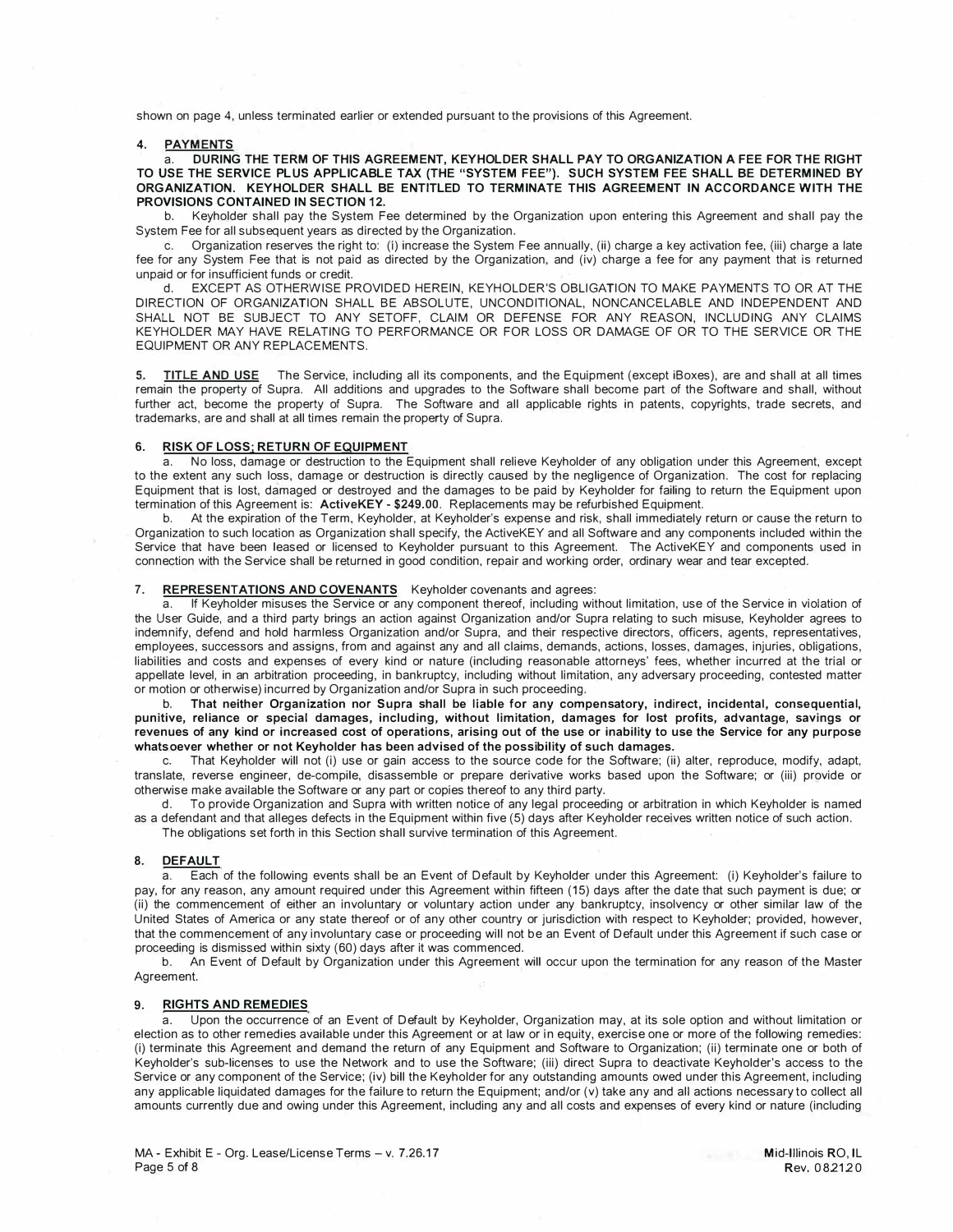shown on page 4, unless terminated earlier or extended pursuant to the provisions of this Agreement.

## 4. PAYMENTS

a. **DURING THE TERM OF THIS AGREEMENT, KEYHOLDER SHALL PAY TO ORGANIZATION A FEE FOR THE RIGHT TO USE THE SERVICE PLUS APPLICABLE TAX (THE "SYSTEM FEE"). SUCH SYSTEM FEE SHALL BE DETERMINED BY ORGANIZATION. KEYHOLDER SHALL BE ENTITLED TO TERMINATE THIS AGREEMENT IN ACCORDANCE WITH THE PROVISIONS CONTAINED IN SECTION 12.**

b. Keyholder shall pay the System Fee determined by the Organization upon entering this Agreement and shall pay the System Fee for all subsequent years as directed by the Organization.

c. Organization reserves the right to: (i) increase the System Fee annually, (ii) charge a key activation fee, (iii) charge a late fee for any System Fee that is not paid as directed by the Organization, and (iv) charge a fee for any payment that is returned unpaid or for insufficient funds or credit.

d. EXCEPT AS OTHERWISE PROVIDED HEREIN, KEYHOLDER'S OBLIGATION TO MAKE PAYMENTS TO OR AT THE DIRECTION OF ORGANIZATION SHALL BE ABSOLUTE, UNCONDITIONAL, NONCANCELABLE AND INDEPENDENT AND SHALL NOT BE SUBJECT TO ANY SETOFF, CLAIM OR DEFENSE FOR ANY REASON, INCLUDING ANY CLAIMS KEYHOLDER MAY HAVE RELATING TO PERFORMANCE OR FOR LOSS OR DAMAGE OF OR TO THE SERVICE OR THE EQUIPMENT OR ANY REPLACEMENTS.

## 5. TITLE AND USE

The Service, including all its components, and the Equipment (except iBoxes), are and shall at all times remain the property of Supra. All additions and upgrades to the Software shall become part of the Software and shall, without further act, become the property of Supra. The Software and all applicable rights in patents, copyrights, trade secrets, and trademarks, are and shall at all times remain the property of Supra.

## 6. RISK OF LOSS; RETURN OF EQUIPMENT

a. No loss, damage or destruction to the Equipment shall relieve Keyholder of any obligation under this Agreement, except to the extent any such loss, damage or destruction is directly caused by the negligence of Organization. The cost for replacing Equipment that is lost, damaged or destroyed and the damages to be paid by Keyholder for failing to return the Equipment upon termination of this Agreement is: **ActiveKEY - $249.00**. Replacements may be refurbished Equipment.

b. At the expiration of the Term, Keyholder, at Keyholder's expense and risk, shall immediately return or cause the return to Organization to such location as Organization shall specify, the ActiveKEY and all Software and any components included within the Service that have been leased or licensed to Keyholder pursuant to this Agreement. The ActiveKEY and components used in connection with the Service shall be returned in good condition, repair and working order, ordinary wear and tear excepted.

## 7. REPRESENTATIONS AND COVENANTS

Keyholder covenants and agrees:

a. If Keyholder misuses the Service or any component thereof, including without limitation, use of the Service in violation of the User Guide, and a third party brings an action against Organization and/or Supra relating to such misuse, Keyholder agrees to indemnify, defend and hold harmless Organization and/or Supra, and their respective directors, officers, agents, representatives, employees, successors and assigns, from and against any and all claims, demands, actions, losses, damages, injuries, obligations, liabilities and costs and expenses of every kind or nature (including reasonable attorneys' fees, whether incurred at the trial or appellate level, in an arbitration proceeding, in bankruptcy, including without limitation, any adversary proceeding, contested matter or motion or otherwise) incurred by Organization and/or Supra in such proceeding.

b. **That neither Organization nor Supra shall be liable for any compensatory, indirect, incidental, consequential, punitive, reliance or special damages, including, without limitation, damages for lost profits, advantage, savings or revenues of any kind or increased cost of operations, arising out of the use or inability to use the Service for any purpose whatsoever whether or not Keyholder has been advised of the possibility of such damages.**

c. That Keyholder will not (i) use or gain access to the source code for the Software; (ii) alter, reproduce, modify, adapt, translate, reverse engineer, de-compile, disassemble or prepare derivative works based upon the Software; or (iii) provide or otherwise make available the Software or any part or copies thereof to any third party.

d. To provide Organization and Supra with written notice of any legal proceeding or arbitration in which Keyholder is named as a defendant and that alleges defects in the Equipment within five (5) days after Keyholder receives written notice of such action.

The obligations set forth in this Section shall survive termination of this Agreement.

## 8. DEFAULT

a. Each of the following events shall be an Event of Default by Keyholder under this Agreement: (i) Keyholder's failure to pay, for any reason, any amount required under this Agreement within fifteen (15) days after the date that such payment is due; or (ii) the commencement of either an involuntary or voluntary action under any bankruptcy, insolvency or other similar law of the United States of America or any state thereof or of any other country or jurisdiction with respect to Keyholder; provided, however, that the commencement of any involuntary case or proceeding will not be an Event of Default under this Agreement if such case or proceeding is dismissed within sixty (60) days after it was commenced.

b. An Event of Default by Organization under this Agreement will occur upon the termination for any reason of the Master Agreement.

## 9. RIGHTS AND REMEDIES

a. Upon the occurrence of an Event of Default by Keyholder, Organization may, at its sole option and without limitation or election as to other remedies available under this Agreement or at law or in equity, exercise one or more of the following remedies: (i) terminate this Agreement and demand the return of any Equipment and Software to Organization; (ii) terminate one or both of Keyholder's sub-licenses to use the Network and to use the Software; (iii) direct Supra to deactivate Keyholder's access to the Service or any component of the Service; (iv) bill the Keyholder for any outstanding amounts owed under this Agreement, including any applicable liquidated damages for the failure to return the Equipment; and/or (v) take any and all actions necessary to collect all amounts currently due and owing under this Agreement, including any and all costs and expenses of every kind or nature (including

MA - Exhibit E - Org. Lease/License Terms – v. 7.26.17

Mid-Illinois RO, IL
Rev. 082120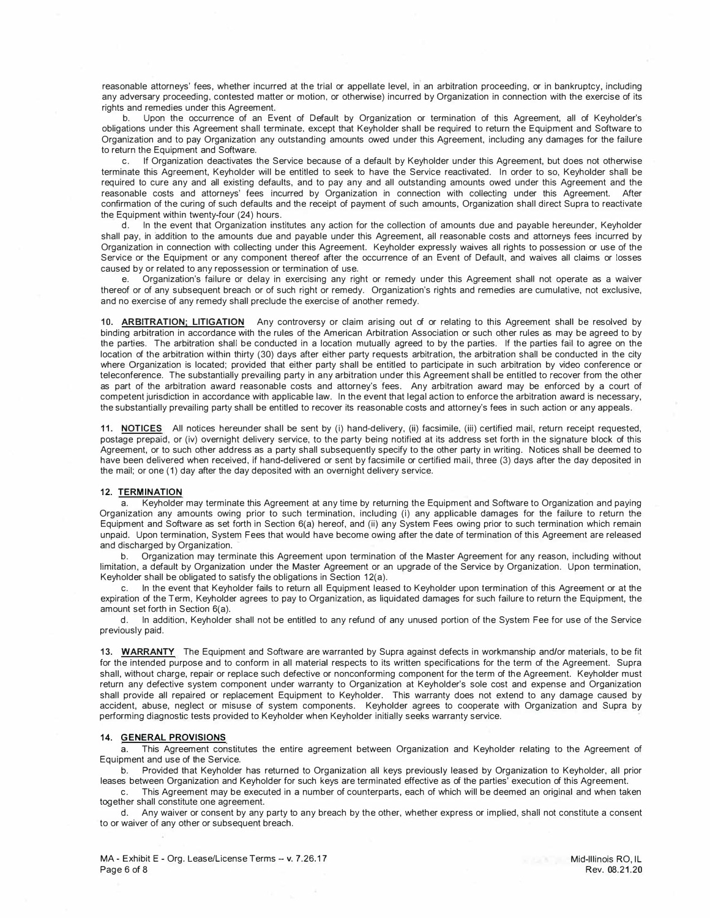reasonable attorneys' fees, whether incurred at the trial or appellate level, in an arbitration proceeding, or in bankruptcy, including any adversary proceeding, contested matter or motion, or otherwise) incurred by Organization in connection with the exercise of its rights and remedies under this Agreement.

b. Upon the occurrence of an Event of Default by Organization or termination of this Agreement, all of Keyholder's obligations under this Agreement shall terminate, except that Keyholder shall be required to return the Equipment and Software to Organization and to pay Organization any outstanding amounts owed under this Agreement, including any damages for the failure to return the Equipment and Software.

c. If Organization deactivates the Service because of a default by Keyholder under this Agreement, but does not otherwise terminate this Agreement, Keyholder will be entitled to seek to have the Service reactivated. In order to so, Keyholder shall be required to cure any and all existing defaults, and to pay any and all outstanding amounts owed under this Agreement and the reasonable costs and attorneys' fees incurred by Organization in connection with collecting under this Agreement. After confirmation of the curing of such defaults and the receipt of payment of such amounts, Organization shall direct Supra to reactivate the Equipment within twenty-four (24) hours.

d. In the event that Organization institutes any action for the collection of amounts due and payable hereunder, Keyholder shall pay, in addition to the amounts due and payable under this Agreement, all reasonable costs and attorneys fees incurred by Organization in connection with collecting under this Agreement. Keyholder expressly waives all rights to possession or use of the Service or the Equipment or any component thereof after the occurrence of an Event of Default, and waives all claims or losses caused by or related to any repossession or termination of use.

e. Organization's failure or delay in exercising any right or remedy under this Agreement shall not operate as a waiver thereof or of any subsequent breach or of such right or remedy. Organization's rights and remedies are cumulative, not exclusive, and no exercise of any remedy shall preclude the exercise of another remedy.

**10. ARBITRATION; LITIGATION** Any controversy or claim arising out of or relating to this Agreement shall be resolved by binding arbitration in accordance with the rules of the American Arbitration Association or such other rules as may be agreed to by the parties. The arbitration shall be conducted in a location mutually agreed to by the parties. If the parties fail to agree on the location of the arbitration within thirty (30) days after either party requests arbitration, the arbitration shall be conducted in the city where Organization is located; provided that either party shall be entitled to participate in such arbitration by video conference or teleconference. The substantially prevailing party in any arbitration under this Agreement shall be entitled to recover from the other as part of the arbitration award reasonable costs and attorney's fees. Any arbitration award may be enforced by a court of competent jurisdiction in accordance with applicable law. In the event that legal action to enforce the arbitration award is necessary, the substantially prevailing party shall be entitled to recover its reasonable costs and attorney's fees in such action or any appeals.

**11. NOTICES** All notices hereunder shall be sent by (i) hand-delivery, (ii) facsimile, (iii) certified mail, return receipt requested, postage prepaid, or (iv) overnight delivery service, to the party being notified at its address set forth in the signature block of this Agreement, or to such other address as a party shall subsequently specify to the other party in writing. Notices shall be deemed to have been delivered when received, if hand-delivered or sent by facsimile or certified mail, three (3) days after the day deposited in the mail; or one (1) day after the day deposited with an overnight delivery service.

**12. TERMINATION**

a. Keyholder may terminate this Agreement at any time by returning the Equipment and Software to Organization and paying Organization any amounts owing prior to such termination, including (i) any applicable damages for the failure to return the Equipment and Software as set forth in Section 6(a) hereof, and (ii) any System Fees owing prior to such termination which remain unpaid. Upon termination, System Fees that would have become owing after the date of termination of this Agreement are released and discharged by Organization.

b. Organization may terminate this Agreement upon termination of the Master Agreement for any reason, including without limitation, a default by Organization under the Master Agreement or an upgrade of the Service by Organization. Upon termination, Keyholder shall be obligated to satisfy the obligations in Section 12(a).

c. In the event that Keyholder fails to return all Equipment leased to Keyholder upon termination of this Agreement or at the expiration of the Term, Keyholder agrees to pay to Organization, as liquidated damages for such failure to return the Equipment, the amount set forth in Section 6(a).

d. In addition, Keyholder shall not be entitled to any refund of any unused portion of the System Fee for use of the Service previously paid.

**13. WARRANTY** The Equipment and Software are warranted by Supra against defects in workmanship and/or materials, to be fit for the intended purpose and to conform in all material respects to its written specifications for the term of the Agreement. Supra shall, without charge, repair or replace such defective or nonconforming component for the term of the Agreement. Keyholder must return any defective system component under warranty to Organization at Keyholder's sole cost and expense and Organization shall provide all repaired or replacement Equipment to Keyholder. This warranty does not extend to any damage caused by accident, abuse, neglect or misuse of system components. Keyholder agrees to cooperate with Organization and Supra by performing diagnostic tests provided to Keyholder when Keyholder initially seeks warranty service.

**14. GENERAL PROVISIONS**

a. This Agreement constitutes the entire agreement between Organization and Keyholder relating to the Agreement of Equipment and use of the Service.

b. Provided that Keyholder has returned to Organization all keys previously leased by Organization to Keyholder, all prior leases between Organization and Keyholder for such keys are terminated effective as of the parties' execution of this Agreement.

c. This Agreement may be executed in a number of counterparts, each of which will be deemed an original and when taken together shall constitute one agreement.

d. Any waiver or consent by any party to any breach by the other, whether express or implied, shall not constitute a consent to or waiver of any other or subsequent breach.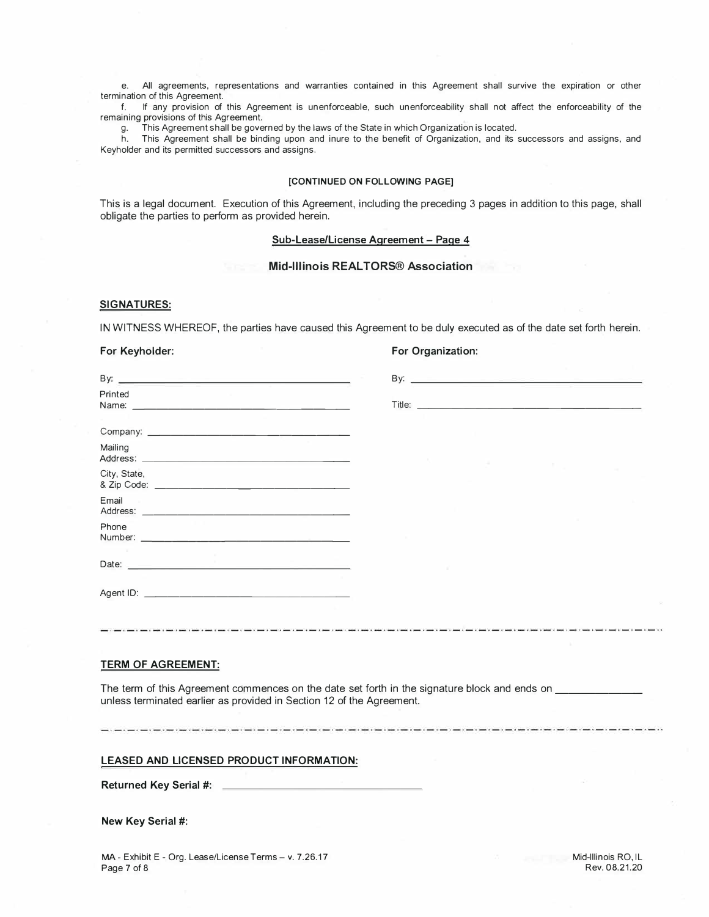e. All agreements, representations and warranties contained in this Agreement shall survive the expiration or other termination of this Agreement.

f. If any provision of this Agreement is unenforceable, such unenforceability shall not affect the enforceability of the remaining provisions of this Agreement.

g. This Agreement shall be governed by the laws of the State in which Organization is located.

h. This Agreement shall be binding upon and inure to the benefit of Organization, and its successors and assigns, and Keyholder and its permitted successors and assigns.

**[CONTINUED ON FOLLOWING PAGE]**

This is a legal document. Execution of this Agreement, including the preceding 3 pages in addition to this page, shall obligate the parties to perform as provided herein.

**Sub-Lease/License Agreement – Page 4**

**Mid-Illinois REALTORS® Association**

**SIGNATURES:**

IN WITNESS WHEREOF, the parties have caused this Agreement to be duly executed as of the date set forth herein.

| For Keyholder: | For Organization: |
|---|---|
| By: ______________________________ | By: ______________________________ |
| Printed Name: ______________________________ | Title: ______________________________ |
| Company: ______________________________ | |
| Mailing Address: ______________________________ | |
| City, State, & Zip Code: ______________________________ | |
| Email Address: ______________________________ | |
| Phone Number: ______________________________ | |
| Date: ______________________________ | |
| Agent ID: ______________________________ | |

**TERM OF AGREEMENT:**

The term of this Agreement commences on the date set forth in the signature block and ends on ______________ unless terminated earlier as provided in Section 12 of the Agreement.

**LEASED AND LICENSED PRODUCT INFORMATION:**

**Returned Key Serial #:** ______________________________

**New Key Serial #:**

MA - Exhibit E - Org. Lease/License Terms – v. 7.26.17

Mid-Illinois RO, IL
Rev. 08.21.20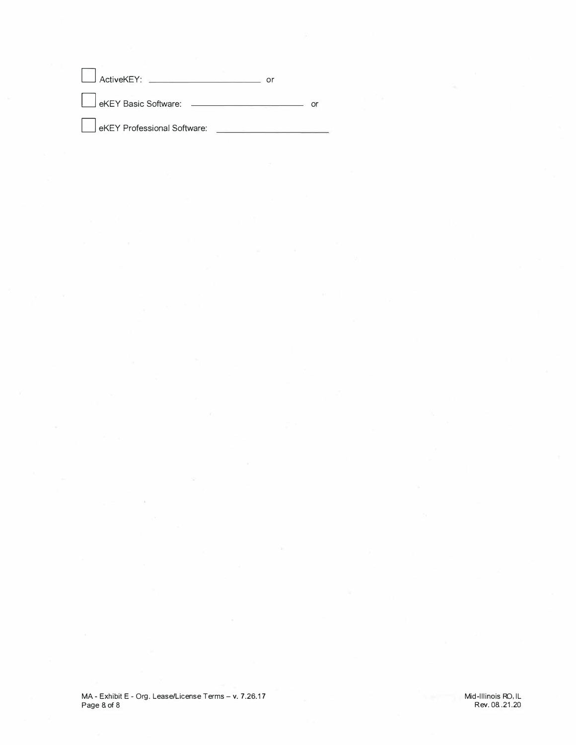☐ ActiveKEY: ______________________ or

☐ eKEY Basic Software: ______________________ or

☐ eKEY Professional Software: ______________________